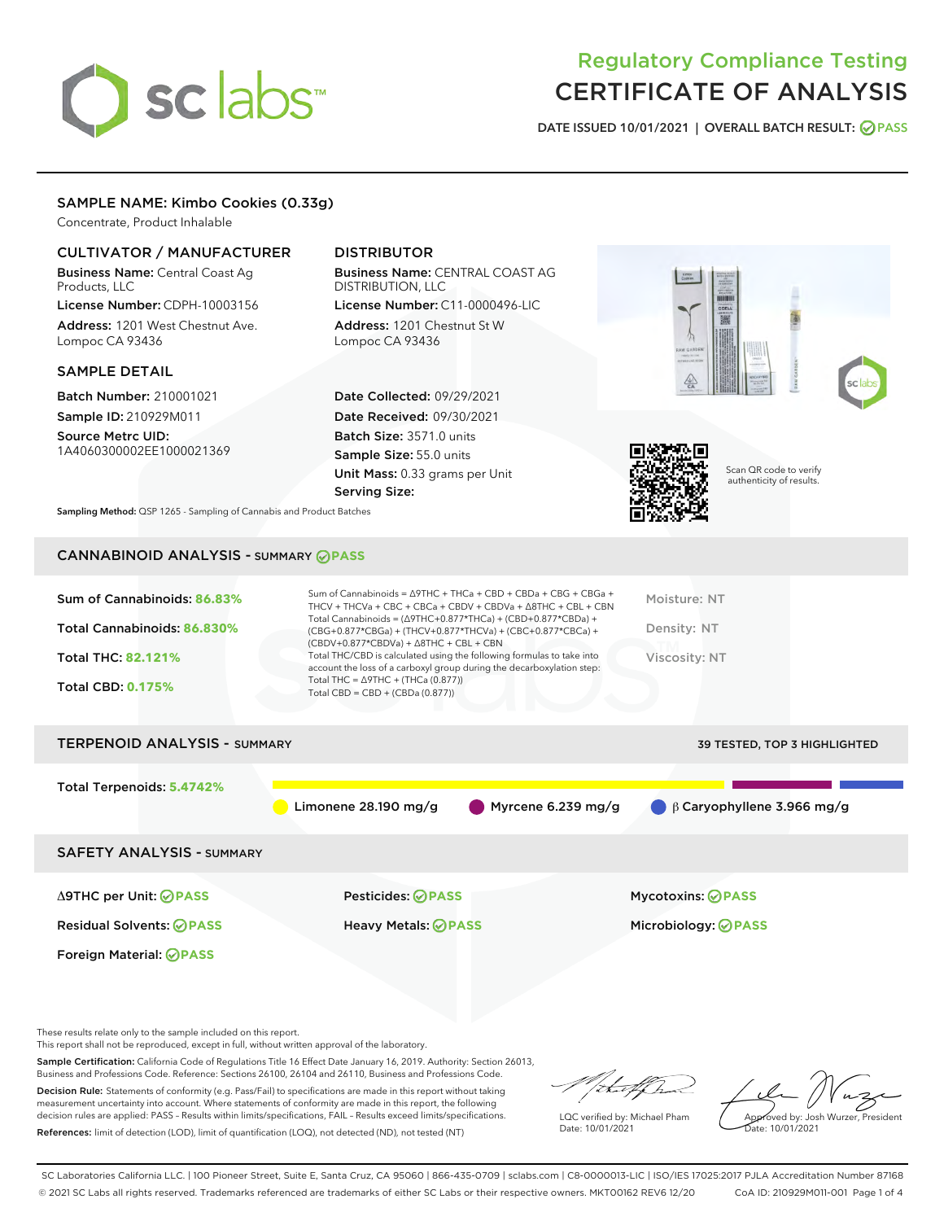# Regulatory Compliance Testing
# CERTIFICATE OF ANALYSIS

DATE ISSUED 10/01/2021 | OVERALL BATCH RESULT: PASS

## SAMPLE NAME: Kimbo Cookies (0.33g)

Concentrate, Product Inhalable

### CULTIVATOR / MANUFACTURER

**Business Name:** Central Coast Ag Products, LLC

**License Number:** CDPH-10003156

**Address:** 1201 West Chestnut Ave. Lompoc CA 93436

### DISTRIBUTOR

**Business Name:** CENTRAL COAST AG DISTRIBUTION, LLC

**License Number:** C11-0000496-LIC

**Address:** 1201 Chestnut St W Lompoc CA 93436

### SAMPLE DETAIL

**Batch Number:** 210001021

**Sample ID:** 210929M011

**Source Metrc UID:** 1A4060300002EE1000021369

**Date Collected:** 09/29/2021

**Date Received:** 09/30/2021

**Batch Size:** 3571.0 units

**Sample Size:** 55.0 units

**Unit Mass:** 0.33 grams per Unit

**Serving Size:**

Scan QR code to verify authenticity of results.

**Sampling Method:** QSP 1265 - Sampling of Cannabis and Product Batches

## CANNABINOID ANALYSIS - SUMMARY PASS

Sum of Cannabinoids: **86.83%**

Total Cannabinoids: **86.830%**

Total THC: **82.121%**

Total CBD: **0.175%**

Sum of Cannabinoids = Δ9THC + THCa + CBD + CBDa + CBG + CBGa + THCV + THCVa + CBC + CBCa + CBDV + CBDVa + Δ8THC + CBL + CBN

Total Cannabinoids = (Δ9THC+0.877*THCa) + (CBD+0.877*CBDa) + (CBG+0.877*CBGa) + (THCV+0.877*THCVa) + (CBC+0.877*CBCa) + (CBDV+0.877*CBDVa) + Δ8THC + CBL + CBN

Total THC/CBD is calculated using the following formulas to take into account the loss of a carboxyl group during the decarboxylation step:

Total THC = Δ9THC + (THCa (0.877))

Total CBD = CBD + (CBDa (0.877))

Moisture: NT

Density: NT

Viscosity: NT

## TERPENOID ANALYSIS - SUMMARY

39 TESTED, TOP 3 HIGHLIGHTED

Total Terpenoids: **5.4742%**

Limonene 28.190 mg/g | Myrcene 6.239 mg/g | β Caryophyllene 3.966 mg/g

## SAFETY ANALYSIS - SUMMARY

| | | |
|---|---|---|
| Δ9THC per Unit: PASS | Pesticides: PASS | Mycotoxins: PASS |
| Residual Solvents: PASS | Heavy Metals: PASS | Microbiology: PASS |
| Foreign Material: PASS | | |

These results relate only to the sample included on this report.
This report shall not be reproduced, except in full, without written approval of the laboratory.

**Sample Certification:** California Code of Regulations Title 16 Effect Date January 16, 2019. Authority: Section 26013, Business and Professions Code. Reference: Sections 26100, 26104 and 26110, Business and Professions Code.

**Decision Rule:** Statements of conformity (e.g. Pass/Fail) to specifications are made in this report without taking measurement uncertainty into account. Where statements of conformity are made in this report, the following decision rules are applied: PASS - Results within limits/specifications, FAIL - Results exceed limits/specifications.

**References:** limit of detection (LOD), limit of quantification (LOQ), not detected (ND), not tested (NT)

LQC verified by: Michael Pham
Date: 10/01/2021

Approved by: Josh Wurzer, President
Date: 10/01/2021

SC Laboratories California LLC. | 100 Pioneer Street, Suite E, Santa Cruz, CA 95060 | 866-435-0709 | sclabs.com | C8-0000013-LIC | ISO/IES 17025:2017 PJLA Accreditation Number 87168
© 2021 SC Labs all rights reserved. Trademarks referenced are trademarks of either SC Labs or their respective owners. MKT00162 REV6 12/20 CoA ID: 210929M011-001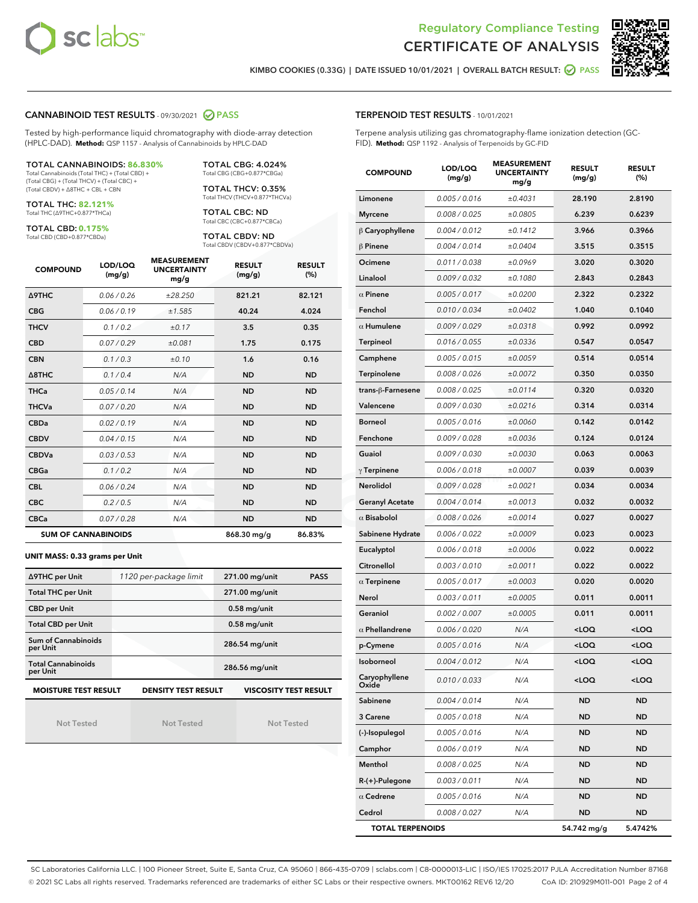Regulatory Compliance Testing
# CERTIFICATE OF ANALYSIS

KIMBO COOKIES (0.33G) | DATE ISSUED 10/01/2021 | OVERALL BATCH RESULT: PASS

## CANNABINOID TEST RESULTS - 09/30/2021 PASS

Tested by high-performance liquid chromatography with diode-array detection (HPLC-DAD). **Method:** QSP 1157 - Analysis of Cannabinoids by HPLC-DAD

**TOTAL CANNABINOIDS: 86.830%**
Total Cannabinoids (Total THC) + (Total CBD) + (Total CBG) + (Total THCV) + (Total CBC) + (Total CBDV) + Δ8THC + CBL + CBN

**TOTAL THC: 82.121%**
Total THC (Δ9THC+0.877*THCa)

**TOTAL CBD: 0.175%**
Total CBD (CBD+0.877*CBDa)

**TOTAL CBG: 4.024%**
Total CBG (CBG+0.877*CBGa)

**TOTAL THCV: 0.35%**
Total THCV (THCV+0.877*THCVa)

**TOTAL CBC: ND**
Total CBC (CBC+0.877*CBCa)

**TOTAL CBDV: ND**
Total CBDV (CBDV+0.877*CBDVa)

| COMPOUND | LOD/LOQ (mg/g) | MEASUREMENT UNCERTAINTY mg/g | RESULT (mg/g) | RESULT (%) |
|---|---|---|---|---|
| Δ9THC | 0.06 / 0.26 | ±28.250 | 821.21 | 82.121 |
| CBG | 0.06 / 0.19 | ±1.585 | 40.24 | 4.024 |
| THCV | 0.1 / 0.2 | ±0.17 | 3.5 | 0.35 |
| CBD | 0.07 / 0.29 | ±0.081 | 1.75 | 0.175 |
| CBN | 0.1 / 0.3 | ±0.10 | 1.6 | 0.16 |
| Δ8THC | 0.1 / 0.4 | N/A | ND | ND |
| THCa | 0.05 / 0.14 | N/A | ND | ND |
| THCVa | 0.07 / 0.20 | N/A | ND | ND |
| CBDa | 0.02 / 0.19 | N/A | ND | ND |
| CBDV | 0.04 / 0.15 | N/A | ND | ND |
| CBDVa | 0.03 / 0.53 | N/A | ND | ND |
| CBGa | 0.1 / 0.2 | N/A | ND | ND |
| CBL | 0.06 / 0.24 | N/A | ND | ND |
| CBC | 0.2 / 0.5 | N/A | ND | ND |
| CBCa | 0.07 / 0.28 | N/A | ND | ND |
| **SUM OF CANNABINOIDS** | | | **868.30 mg/g** | **86.83%** |

**UNIT MASS: 0.33 grams per Unit**

| | | | |
|---|---|---|---|
| Δ9THC per Unit | 1120 per-package limit | 271.00 mg/unit | PASS |
| Total THC per Unit | | 271.00 mg/unit | |
| CBD per Unit | | 0.58 mg/unit | |
| Total CBD per Unit | | 0.58 mg/unit | |
| Sum of Cannabinoids per Unit | | 286.54 mg/unit | |
| Total Cannabinoids per Unit | | 286.56 mg/unit | |

| MOISTURE TEST RESULT | DENSITY TEST RESULT | VISCOSITY TEST RESULT |
|---|---|---|
| Not Tested | Not Tested | Not Tested |

## TERPENOID TEST RESULTS - 10/01/2021

Terpene analysis utilizing gas chromatography-flame ionization detection (GC-FID). **Method:** QSP 1192 - Analysis of Terpenoids by GC-FID

| COMPOUND | LOD/LOQ (mg/g) | MEASUREMENT UNCERTAINTY mg/g | RESULT (mg/g) | RESULT (%) |
|---|---|---|---|---|
| Limonene | 0.005 / 0.016 | ±0.4031 | 28.190 | 2.8190 |
| Myrcene | 0.008 / 0.025 | ±0.0805 | 6.239 | 0.6239 |
| β Caryophyllene | 0.004 / 0.012 | ±0.1412 | 3.966 | 0.3966 |
| β Pinene | 0.004 / 0.014 | ±0.0404 | 3.515 | 0.3515 |
| Ocimene | 0.011 / 0.038 | ±0.0969 | 3.020 | 0.3020 |
| Linalool | 0.009 / 0.032 | ±0.1080 | 2.843 | 0.2843 |
| α Pinene | 0.005 / 0.017 | ±0.0200 | 2.322 | 0.2322 |
| Fenchol | 0.010 / 0.034 | ±0.0402 | 1.040 | 0.1040 |
| α Humulene | 0.009 / 0.029 | ±0.0318 | 0.992 | 0.0992 |
| Terpineol | 0.016 / 0.055 | ±0.0336 | 0.547 | 0.0547 |
| Camphene | 0.005 / 0.015 | ±0.0059 | 0.514 | 0.0514 |
| Terpinolene | 0.008 / 0.026 | ±0.0072 | 0.350 | 0.0350 |
| trans-β-Farnesene | 0.008 / 0.025 | ±0.0114 | 0.320 | 0.0320 |
| Valencene | 0.009 / 0.030 | ±0.0216 | 0.314 | 0.0314 |
| Borneol | 0.005 / 0.016 | ±0.0060 | 0.142 | 0.0142 |
| Fenchone | 0.009 / 0.028 | ±0.0036 | 0.124 | 0.0124 |
| Guaiol | 0.009 / 0.030 | ±0.0030 | 0.063 | 0.0063 |
| γ Terpinene | 0.006 / 0.018 | ±0.0007 | 0.039 | 0.0039 |
| Nerolidol | 0.009 / 0.028 | ±0.0021 | 0.034 | 0.0034 |
| Geranyl Acetate | 0.004 / 0.014 | ±0.0013 | 0.032 | 0.0032 |
| α Bisabolol | 0.008 / 0.026 | ±0.0014 | 0.027 | 0.0027 |
| Sabinene Hydrate | 0.006 / 0.022 | ±0.0009 | 0.023 | 0.0023 |
| Eucalyptol | 0.006 / 0.018 | ±0.0006 | 0.022 | 0.0022 |
| Citronellol | 0.003 / 0.010 | ±0.0011 | 0.022 | 0.0022 |
| α Terpinene | 0.005 / 0.017 | ±0.0003 | 0.020 | 0.0020 |
| Nerol | 0.003 / 0.011 | ±0.0005 | 0.011 | 0.0011 |
| Geraniol | 0.002 / 0.007 | ±0.0005 | 0.011 | 0.0011 |
| α Phellandrene | 0.006 / 0.020 | N/A | <LOQ | <LOQ |
| p-Cymene | 0.005 / 0.016 | N/A | <LOQ | <LOQ |
| Isoborneol | 0.004 / 0.012 | N/A | <LOQ | <LOQ |
| Caryophyllene Oxide | 0.010 / 0.033 | N/A | <LOQ | <LOQ |
| Sabinene | 0.004 / 0.014 | N/A | ND | ND |
| 3 Carene | 0.005 / 0.018 | N/A | ND | ND |
| (-)-Isopulegol | 0.005 / 0.016 | N/A | ND | ND |
| Camphor | 0.006 / 0.019 | N/A | ND | ND |
| Menthol | 0.008 / 0.025 | N/A | ND | ND |
| R-(+)-Pulegone | 0.003 / 0.011 | N/A | ND | ND |
| α Cedrene | 0.005 / 0.016 | N/A | ND | ND |
| Cedrol | 0.008 / 0.027 | N/A | ND | ND |
| **TOTAL TERPENOIDS** | | | **54.742 mg/g** | **5.4742%** |

SC Laboratories California LLC. | 100 Pioneer Street, Suite E, Santa Cruz, CA 95060 | 866-435-0709 | sclabs.com | C8-0000013-LIC | ISO/IES 17025:2017 PJLA Accreditation Number 87168
© 2021 SC Labs all rights reserved. Trademarks referenced are trademarks of either SC Labs or their respective owners. MKT00162 REV6 12/20 CoA ID: 210929M011-001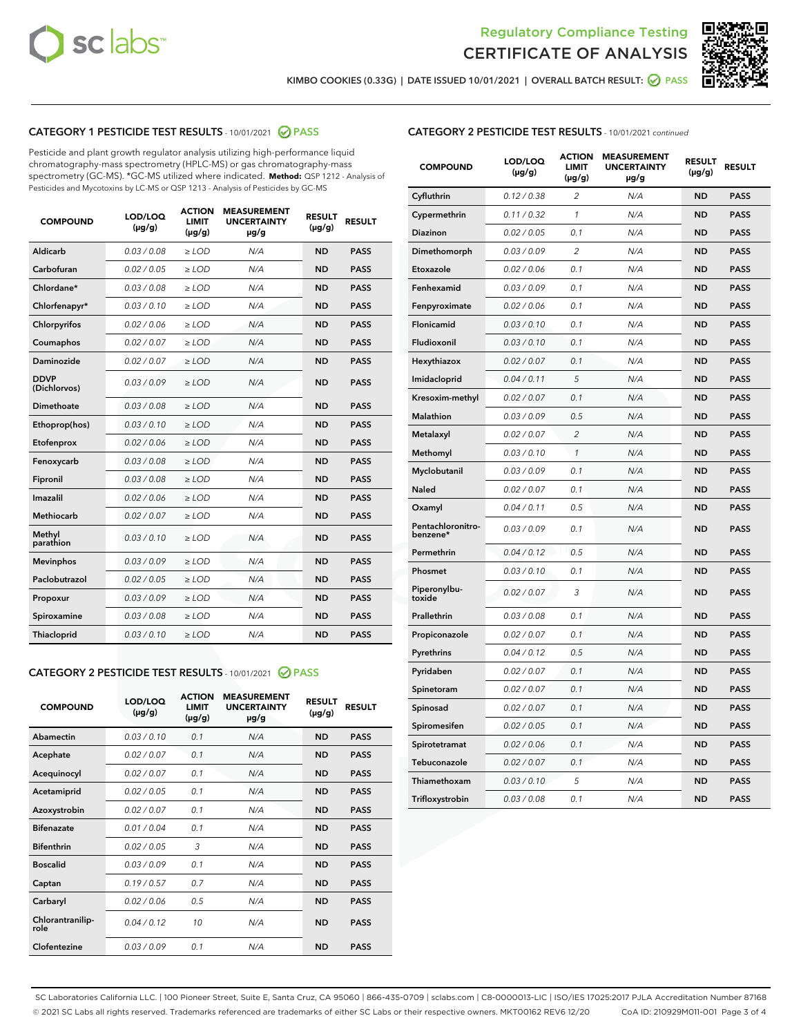Regulatory Compliance Testing

CERTIFICATE OF ANALYSIS

KIMBO COOKIES (0.33G) | DATE ISSUED 10/01/2021 | OVERALL BATCH RESULT: PASS

## CATEGORY 1 PESTICIDE TEST RESULTS - 10/01/2021 PASS

Pesticide and plant growth regulator analysis utilizing high-performance liquid chromatography-mass spectrometry (HPLC-MS) or gas chromatography-mass spectrometry (GC-MS). *GC-MS utilized where indicated. **Method:** QSP 1212 - Analysis of Pesticides and Mycotoxins by LC-MS or QSP 1213 - Analysis of Pesticides by GC-MS

| COMPOUND | LOD/LOQ (μg/g) | ACTION LIMIT (μg/g) | MEASUREMENT UNCERTAINTY μg/g | RESULT (μg/g) | RESULT |
|---|---|---|---|---|---|
| Aldicarb | 0.03 / 0.08 | ≥ LOD | N/A | ND | PASS |
| Carbofuran | 0.02 / 0.05 | ≥ LOD | N/A | ND | PASS |
| Chlordane* | 0.03 / 0.08 | ≥ LOD | N/A | ND | PASS |
| Chlorfenapyr* | 0.03 / 0.10 | ≥ LOD | N/A | ND | PASS |
| Chlorpyrifos | 0.02 / 0.06 | ≥ LOD | N/A | ND | PASS |
| Coumaphos | 0.02 / 0.07 | ≥ LOD | N/A | ND | PASS |
| Daminozide | 0.02 / 0.07 | ≥ LOD | N/A | ND | PASS |
| DDVP (Dichlorvos) | 0.03 / 0.09 | ≥ LOD | N/A | ND | PASS |
| Dimethoate | 0.03 / 0.08 | ≥ LOD | N/A | ND | PASS |
| Ethoprop(hos) | 0.03 / 0.10 | ≥ LOD | N/A | ND | PASS |
| Etofenprox | 0.02 / 0.06 | ≥ LOD | N/A | ND | PASS |
| Fenoxycarb | 0.03 / 0.08 | ≥ LOD | N/A | ND | PASS |
| Fipronil | 0.03 / 0.08 | ≥ LOD | N/A | ND | PASS |
| Imazalil | 0.02 / 0.06 | ≥ LOD | N/A | ND | PASS |
| Methiocarb | 0.02 / 0.07 | ≥ LOD | N/A | ND | PASS |
| Methyl parathion | 0.03 / 0.10 | ≥ LOD | N/A | ND | PASS |
| Mevinphos | 0.03 / 0.09 | ≥ LOD | N/A | ND | PASS |
| Paclobutrazol | 0.02 / 0.05 | ≥ LOD | N/A | ND | PASS |
| Propoxur | 0.03 / 0.09 | ≥ LOD | N/A | ND | PASS |
| Spiroxamine | 0.03 / 0.08 | ≥ LOD | N/A | ND | PASS |
| Thiacloprid | 0.03 / 0.10 | ≥ LOD | N/A | ND | PASS |

## CATEGORY 2 PESTICIDE TEST RESULTS - 10/01/2021 PASS

| COMPOUND | LOD/LOQ (μg/g) | ACTION LIMIT (μg/g) | MEASUREMENT UNCERTAINTY μg/g | RESULT (μg/g) | RESULT |
|---|---|---|---|---|---|
| Abamectin | 0.03 / 0.10 | 0.1 | N/A | ND | PASS |
| Acephate | 0.02 / 0.07 | 0.1 | N/A | ND | PASS |
| Acequinocyl | 0.02 / 0.07 | 0.1 | N/A | ND | PASS |
| Acetamiprid | 0.02 / 0.05 | 0.1 | N/A | ND | PASS |
| Azoxystrobin | 0.02 / 0.07 | 0.1 | N/A | ND | PASS |
| Bifenazate | 0.01 / 0.04 | 0.1 | N/A | ND | PASS |
| Bifenthrin | 0.02 / 0.05 | 3 | N/A | ND | PASS |
| Boscalid | 0.03 / 0.09 | 0.1 | N/A | ND | PASS |
| Captan | 0.19 / 0.57 | 0.7 | N/A | ND | PASS |
| Carbaryl | 0.02 / 0.06 | 0.5 | N/A | ND | PASS |
| Chlorantraniliprole | 0.04 / 0.12 | 10 | N/A | ND | PASS |
| Clofentezine | 0.03 / 0.09 | 0.1 | N/A | ND | PASS |
| Cyfluthrin | 0.12 / 0.38 | 2 | N/A | ND | PASS |
| Cypermethrin | 0.11 / 0.32 | 1 | N/A | ND | PASS |
| Diazinon | 0.02 / 0.05 | 0.1 | N/A | ND | PASS |
| Dimethomorph | 0.03 / 0.09 | 2 | N/A | ND | PASS |
| Etoxazole | 0.02 / 0.06 | 0.1 | N/A | ND | PASS |
| Fenhexamid | 0.03 / 0.09 | 0.1 | N/A | ND | PASS |
| Fenpyroximate | 0.02 / 0.06 | 0.1 | N/A | ND | PASS |
| Flonicamid | 0.03 / 0.10 | 0.1 | N/A | ND | PASS |
| Fludioxonil | 0.03 / 0.10 | 0.1 | N/A | ND | PASS |
| Hexythiazox | 0.02 / 0.07 | 0.1 | N/A | ND | PASS |
| Imidacloprid | 0.04 / 0.11 | 5 | N/A | ND | PASS |
| Kresoxim-methyl | 0.02 / 0.07 | 0.1 | N/A | ND | PASS |
| Malathion | 0.03 / 0.09 | 0.5 | N/A | ND | PASS |
| Metalaxyl | 0.02 / 0.07 | 2 | N/A | ND | PASS |
| Methomyl | 0.03 / 0.10 | 1 | N/A | ND | PASS |
| Myclobutanil | 0.03 / 0.09 | 0.1 | N/A | ND | PASS |
| Naled | 0.02 / 0.07 | 0.1 | N/A | ND | PASS |
| Oxamyl | 0.04 / 0.11 | 0.5 | N/A | ND | PASS |
| Pentachloronitrobenzene* | 0.03 / 0.09 | 0.1 | N/A | ND | PASS |
| Permethrin | 0.04 / 0.12 | 0.5 | N/A | ND | PASS |
| Phosmet | 0.03 / 0.10 | 0.1 | N/A | ND | PASS |
| Piperonylbutoxide | 0.02 / 0.07 | 3 | N/A | ND | PASS |
| Prallethrin | 0.03 / 0.08 | 0.1 | N/A | ND | PASS |
| Propiconazole | 0.02 / 0.07 | 0.1 | N/A | ND | PASS |
| Pyrethrins | 0.04 / 0.12 | 0.5 | N/A | ND | PASS |
| Pyridaben | 0.02 / 0.07 | 0.1 | N/A | ND | PASS |
| Spinetoram | 0.02 / 0.07 | 0.1 | N/A | ND | PASS |
| Spinosad | 0.02 / 0.07 | 0.1 | N/A | ND | PASS |
| Spiromesifen | 0.02 / 0.05 | 0.1 | N/A | ND | PASS |
| Spirotetramat | 0.02 / 0.06 | 0.1 | N/A | ND | PASS |
| Tebuconazole | 0.02 / 0.07 | 0.1 | N/A | ND | PASS |
| Thiamethoxam | 0.03 / 0.10 | 5 | N/A | ND | PASS |
| Trifloxystrobin | 0.03 / 0.08 | 0.1 | N/A | ND | PASS |

SC Laboratories California LLC. | 100 Pioneer Street, Suite E, Santa Cruz, CA 95060 | 866-435-0709 | sclabs.com | C8-0000013-LIC | ISO/IES 17025:2017 PJLA Accreditation Number 87168
© 2021 SC Labs all rights reserved. Trademarks referenced are trademarks of either SC Labs or their respective owners. MKT00162 REV6 12/20 CoA ID: 210929M011-001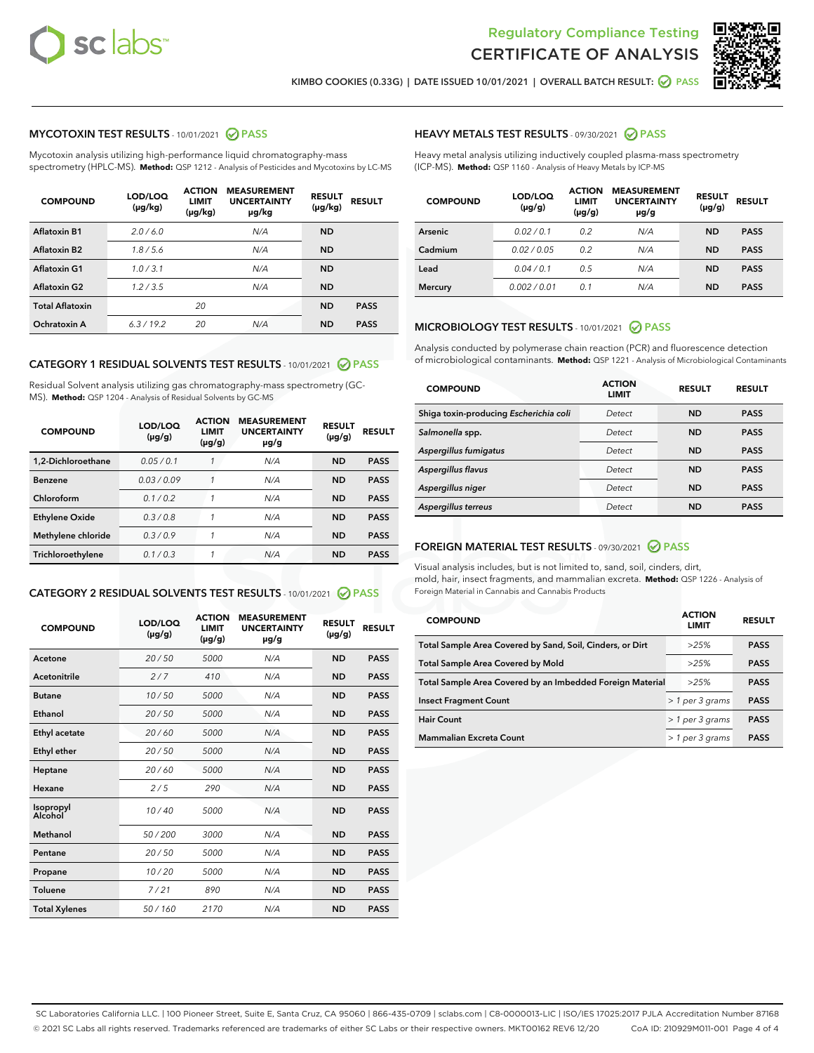Regulatory Compliance Testing
CERTIFICATE OF ANALYSIS

KIMBO COOKIES (0.33G) | DATE ISSUED 10/01/2021 | OVERALL BATCH RESULT: PASS

## MYCOTOXIN TEST RESULTS - 10/01/2021 PASS

Mycotoxin analysis utilizing high-performance liquid chromatography-mass spectrometry (HPLC-MS). **Method:** QSP 1212 - Analysis of Pesticides and Mycotoxins by LC-MS

| COMPOUND | LOD/LOQ (μg/kg) | ACTION LIMIT (μg/kg) | MEASUREMENT UNCERTAINTY μg/kg | RESULT (μg/kg) | RESULT |
|---|---|---|---|---|---|
| Aflatoxin B1 | 2.0 / 6.0 | | N/A | ND | |
| Aflatoxin B2 | 1.8 / 5.6 | | N/A | ND | |
| Aflatoxin G1 | 1.0 / 3.1 | | N/A | ND | |
| Aflatoxin G2 | 1.2 / 3.5 | | N/A | ND | |
| Total Aflatoxin | | 20 | | ND | PASS |
| Ochratoxin A | 6.3 / 19.2 | 20 | N/A | ND | PASS |

## CATEGORY 1 RESIDUAL SOLVENTS TEST RESULTS - 10/01/2021 PASS

Residual Solvent analysis utilizing gas chromatography-mass spectrometry (GC-MS). **Method:** QSP 1204 - Analysis of Residual Solvents by GC-MS

| COMPOUND | LOD/LOQ (μg/g) | ACTION LIMIT (μg/g) | MEASUREMENT UNCERTAINTY μg/g | RESULT (μg/g) | RESULT |
|---|---|---|---|---|---|
| 1,2-Dichloroethane | 0.05 / 0.1 | 1 | N/A | ND | PASS |
| Benzene | 0.03 / 0.09 | 1 | N/A | ND | PASS |
| Chloroform | 0.1 / 0.2 | 1 | N/A | ND | PASS |
| Ethylene Oxide | 0.3 / 0.8 | 1 | N/A | ND | PASS |
| Methylene chloride | 0.3 / 0.9 | 1 | N/A | ND | PASS |
| Trichloroethylene | 0.1 / 0.3 | 1 | N/A | ND | PASS |

## CATEGORY 2 RESIDUAL SOLVENTS TEST RESULTS - 10/01/2021 PASS

| COMPOUND | LOD/LOQ (μg/g) | ACTION LIMIT (μg/g) | MEASUREMENT UNCERTAINTY μg/g | RESULT (μg/g) | RESULT |
|---|---|---|---|---|---|
| Acetone | 20 / 50 | 5000 | N/A | ND | PASS |
| Acetonitrile | 2 / 7 | 410 | N/A | ND | PASS |
| Butane | 10 / 50 | 5000 | N/A | ND | PASS |
| Ethanol | 20 / 50 | 5000 | N/A | ND | PASS |
| Ethyl acetate | 20 / 60 | 5000 | N/A | ND | PASS |
| Ethyl ether | 20 / 50 | 5000 | N/A | ND | PASS |
| Heptane | 20 / 60 | 5000 | N/A | ND | PASS |
| Hexane | 2 / 5 | 290 | N/A | ND | PASS |
| Isopropyl Alcohol | 10 / 40 | 5000 | N/A | ND | PASS |
| Methanol | 50 / 200 | 3000 | N/A | ND | PASS |
| Pentane | 20 / 50 | 5000 | N/A | ND | PASS |
| Propane | 10 / 20 | 5000 | N/A | ND | PASS |
| Toluene | 7 / 21 | 890 | N/A | ND | PASS |
| Total Xylenes | 50 / 160 | 2170 | N/A | ND | PASS |

## HEAVY METALS TEST RESULTS - 09/30/2021 PASS

Heavy metal analysis utilizing inductively coupled plasma-mass spectrometry (ICP-MS). **Method:** QSP 1160 - Analysis of Heavy Metals by ICP-MS

| COMPOUND | LOD/LOQ (μg/g) | ACTION LIMIT (μg/g) | MEASUREMENT UNCERTAINTY μg/g | RESULT (μg/g) | RESULT |
|---|---|---|---|---|---|
| Arsenic | 0.02 / 0.1 | 0.2 | N/A | ND | PASS |
| Cadmium | 0.02 / 0.05 | 0.2 | N/A | ND | PASS |
| Lead | 0.04 / 0.1 | 0.5 | N/A | ND | PASS |
| Mercury | 0.002 / 0.01 | 0.1 | N/A | ND | PASS |

## MICROBIOLOGY TEST RESULTS - 10/01/2021 PASS

Analysis conducted by polymerase chain reaction (PCR) and fluorescence detection of microbiological contaminants. **Method:** QSP 1221 - Analysis of Microbiological Contaminants

| COMPOUND | ACTION LIMIT | RESULT | RESULT |
|---|---|---|---|
| Shiga toxin-producing *Escherichia coli* | Detect | ND | PASS |
| *Salmonella* spp. | Detect | ND | PASS |
| *Aspergillus fumigatus* | Detect | ND | PASS |
| *Aspergillus flavus* | Detect | ND | PASS |
| *Aspergillus niger* | Detect | ND | PASS |
| *Aspergillus terreus* | Detect | ND | PASS |

## FOREIGN MATERIAL TEST RESULTS - 09/30/2021 PASS

Visual analysis includes, but is not limited to, sand, soil, cinders, dirt, mold, hair, insect fragments, and mammalian excreta. **Method:** QSP 1226 - Analysis of Foreign Material in Cannabis and Cannabis Products

| COMPOUND | ACTION LIMIT | RESULT |
|---|---|---|
| Total Sample Area Covered by Sand, Soil, Cinders, or Dirt | >25% | PASS |
| Total Sample Area Covered by Mold | >25% | PASS |
| Total Sample Area Covered by an Imbedded Foreign Material | >25% | PASS |
| Insect Fragment Count | > 1 per 3 grams | PASS |
| Hair Count | > 1 per 3 grams | PASS |
| Mammalian Excreta Count | > 1 per 3 grams | PASS |

SC Laboratories California LLC. | 100 Pioneer Street, Suite E, Santa Cruz, CA 95060 | 866-435-0709 | sclabs.com | C8-0000013-LIC | ISO/IES 17025:2017 PJLA Accreditation Number 87168
© 2021 SC Labs all rights reserved. Trademarks referenced are trademarks of either SC Labs or their respective owners. MKT00162 REV6 12/20 CoA ID: 210929M011-001